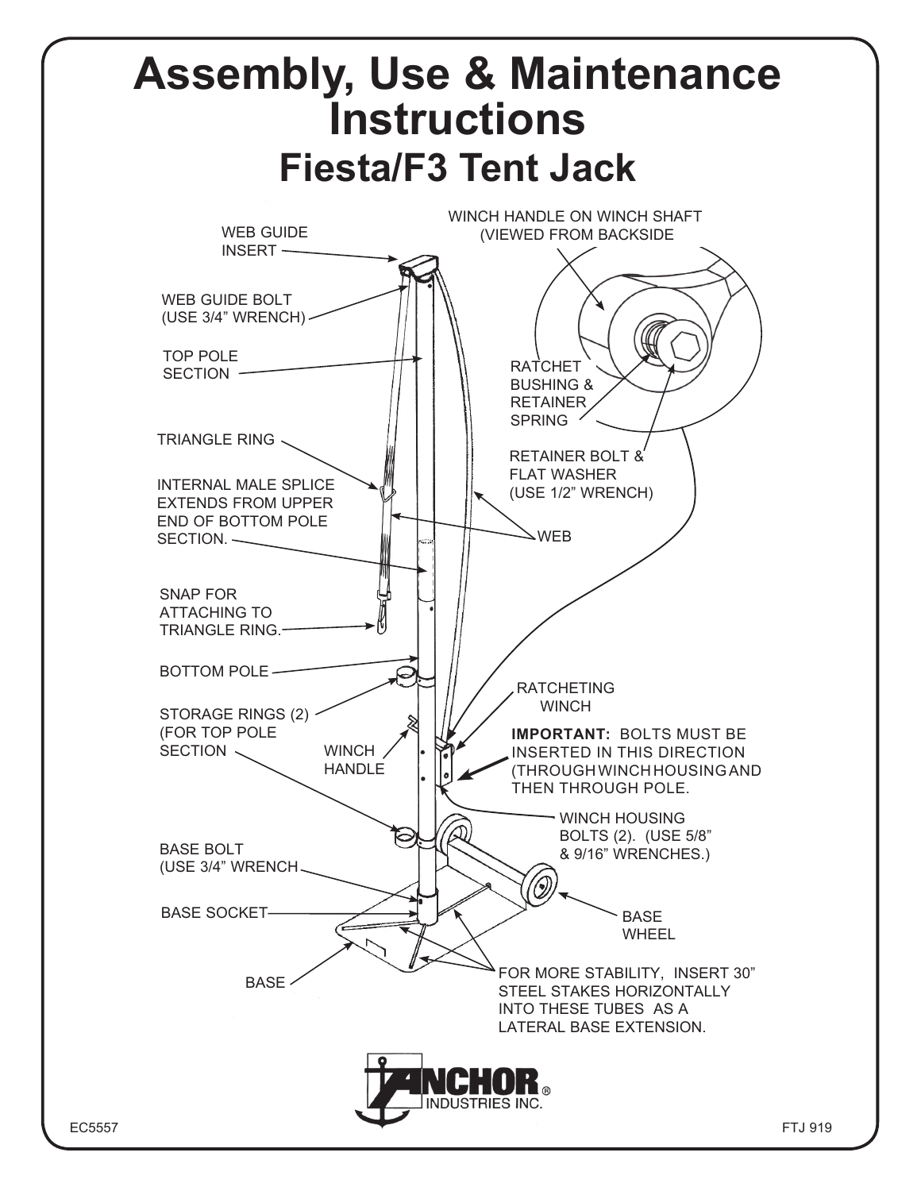# Assembly, Use & Maintenance Instructions

## Fiesta/F3 Tent Jack

WEB GUIDE INSERT

WEB GUIDE BOLT (USE 3/4" WRENCH)

TOP POLE SECTION

TRIANGLE RING

INTERNAL MALE SPLICE EXTENDS FROM UPPER END OF BOTTOM POLE SECTION.

SNAP FOR ATTACHING TO TRIANGLE RING.

BOTTOM POLE

STORAGE RINGS (2) (FOR TOP POLE SECTION

WINCH HANDLE

BASE BOLT (USE 3/4" WRENCH

BASE SOCKET

BASE

WINCH HANDLE ON WINCH SHAFT (VIEWED FROM BACKSIDE

RATCHET BUSHING & RETAINER SPRING

RETAINER BOLT & FLAT WASHER (USE 1/2" WRENCH)

WEB

RATCHETING WINCH

**IMPORTANT:** BOLTS MUST BE INSERTED IN THIS DIRECTION (THROUGH WINCH HOUSING AND THEN THROUGH POLE.

WINCH HOUSING BOLTS (2). (USE 5/8" & 9/16" WRENCHES.)

BASE WHEEL

FOR MORE STABILITY, INSERT 30" STEEL STAKES HORIZONTALLY INTO THESE TUBES AS A LATERAL BASE EXTENSION.

ANCHOR® INDUSTRIES INC.

EC5557

FTJ 919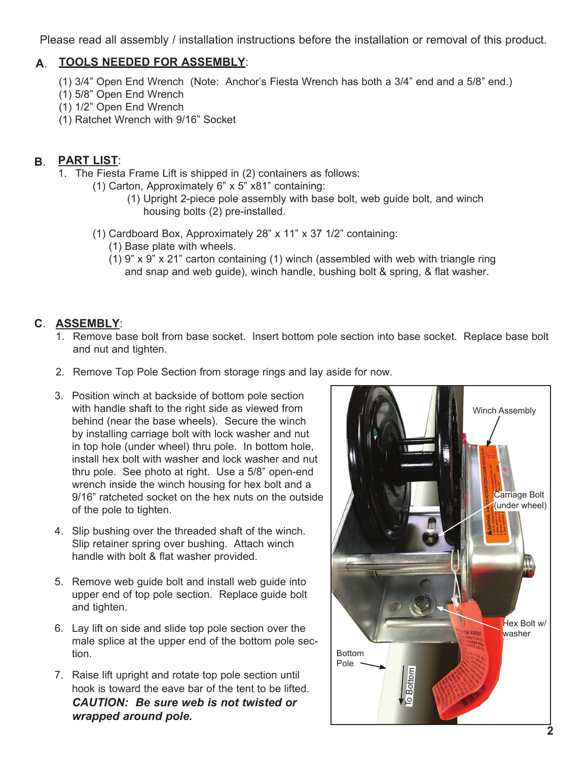Please read all assembly / installation instructions before the installation or removal of this product.

## A. TOOLS NEEDED FOR ASSEMBLY:

(1) 3/4" Open End Wrench (Note: Anchor's Fiesta Wrench has both a 3/4" end and a 5/8" end.)
(1) 5/8" Open End Wrench
(1) 1/2" Open End Wrench
(1) Ratchet Wrench with 9/16" Socket

## B. PART LIST:

1. The Fiesta Frame Lift is shipped in (2) containers as follows:
   - (1) Carton, Approximately 6" x 5" x81" containing:
     - (1) Upright 2-piece pole assembly with base bolt, web guide bolt, and winch housing bolts (2) pre-installed.
   - (1) Cardboard Box, Approximately 28" x 11" x 37 1/2" containing:
     - (1) Base plate with wheels.
     - (1) 9" x 9" x 21" carton containing (1) winch (assembled with web with triangle ring and snap and web guide), winch handle, bushing bolt & spring, & flat washer.

## C. ASSEMBLY:

1. Remove base bolt from base socket. Insert bottom pole section into base socket. Replace base bolt and nut and tighten.
2. Remove Top Pole Section from storage rings and lay aside for now.
3. Position winch at backside of bottom pole section with handle shaft to the right side as viewed from behind (near the base wheels). Secure the winch by installing carriage bolt with lock washer and nut in top hole (under wheel) thru pole. In bottom hole, install hex bolt with washer and lock washer and nut thru pole. See photo at right. Use a 5/8" open-end wrench inside the winch housing for hex bolt and a 9/16" ratcheted socket on the hex nuts on the outside of the pole to tighten.
4. Slip bushing over the threaded shaft of the winch. Slip retainer spring over bushing. Attach winch handle with bolt & flat washer provided.
5. Remove web guide bolt and install web guide into upper end of top pole section. Replace guide bolt and tighten.
6. Lay lift on side and slide top pole section over the male splice at the upper end of the bottom pole section.
7. Raise lift upright and rotate top pole section until hook is toward the eave bar of the tent to be lifted. ***CAUTION: Be sure web is not twisted or wrapped around pole.***

Winch Assembly
Carriage Bolt (under wheel)
Hex Bolt w/ washer
Bottom Pole
To Bottom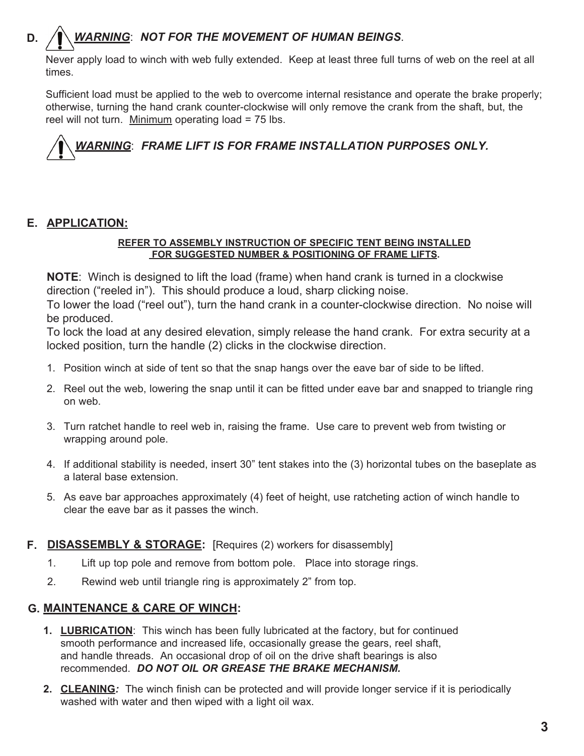## D. ⚠ ***WARNING*: *NOT FOR THE MOVEMENT OF HUMAN BEINGS*.**

Never apply load to winch with web fully extended. Keep at least three full turns of web on the reel at all times.

Sufficient load must be applied to the web to overcome internal resistance and operate the brake properly; otherwise, turning the hand crank counter-clockwise will only remove the crank from the shaft, but, the reel will not turn. Minimum operating load = 75 lbs.

⚠ ***WARNING*: *FRAME LIFT IS FOR FRAME INSTALLATION PURPOSES ONLY.***

## E. APPLICATION:

**REFER TO ASSEMBLY INSTRUCTION OF SPECIFIC TENT BEING INSTALLED FOR SUGGESTED NUMBER & POSITIONING OF FRAME LIFTS.**

**NOTE**: Winch is designed to lift the load (frame) when hand crank is turned in a clockwise direction ("reeled in"). This should produce a loud, sharp clicking noise.
To lower the load ("reel out"), turn the hand crank in a counter-clockwise direction. No noise will be produced.
To lock the load at any desired elevation, simply release the hand crank. For extra security at a locked position, turn the handle (2) clicks in the clockwise direction.

1. Position winch at side of tent so that the snap hangs over the eave bar of side to be lifted.
2. Reel out the web, lowering the snap until it can be fitted under eave bar and snapped to triangle ring on web.
3. Turn ratchet handle to reel web in, raising the frame. Use care to prevent web from twisting or wrapping around pole.
4. If additional stability is needed, insert 30" tent stakes into the (3) horizontal tubes on the baseplate as a lateral base extension.
5. As eave bar approaches approximately (4) feet of height, use ratcheting action of winch handle to clear the eave bar as it passes the winch.

## F. DISASSEMBLY & STORAGE: [Requires (2) workers for disassembly]

1. Lift up top pole and remove from bottom pole. Place into storage rings.
2. Rewind web until triangle ring is approximately 2" from top.

## G. MAINTENANCE & CARE OF WINCH:

1. **LUBRICATION**: This winch has been fully lubricated at the factory, but for continued smooth performance and increased life, occasionally grease the gears, reel shaft, and handle threads. An occasional drop of oil on the drive shaft bearings is also recommended. ***DO NOT OIL OR GREASE THE BRAKE MECHANISM.***
2. **CLEANING*:*** The winch finish can be protected and will provide longer service if it is periodically washed with water and then wiped with a light oil wax.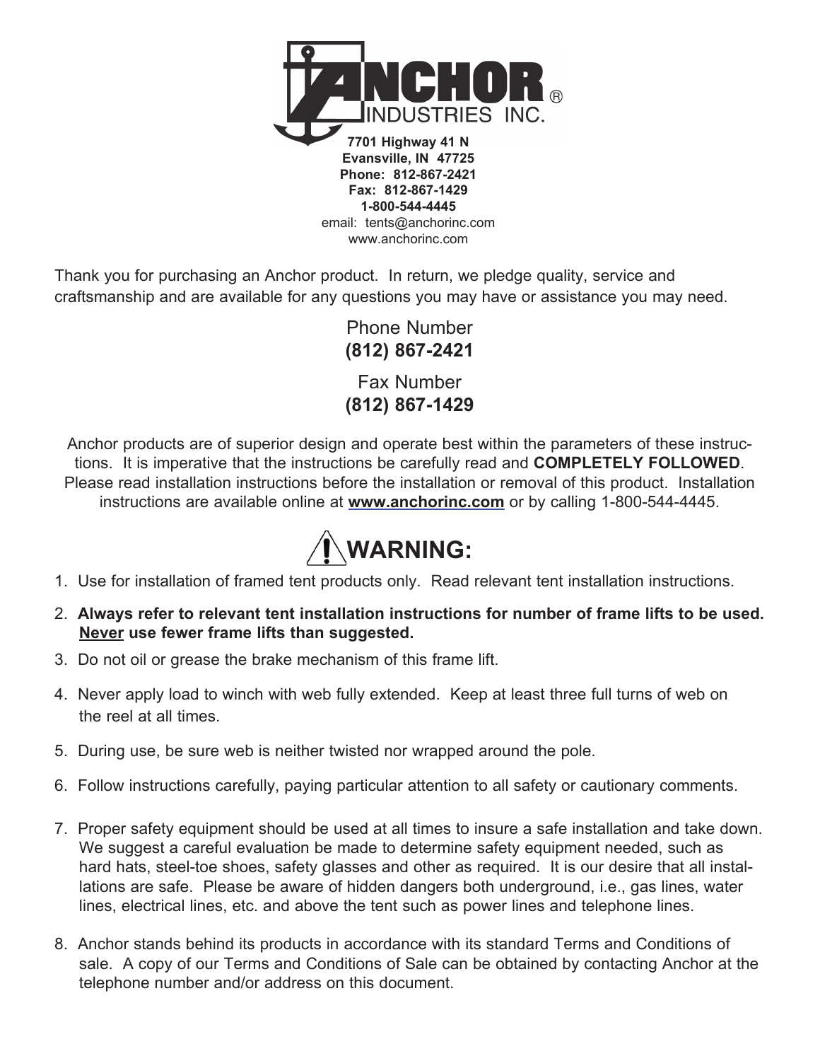# ANCHOR® INDUSTRIES INC.

**7701 Highway 41 N**
**Evansville, IN 47725**
**Phone: 812-867-2421**
**Fax: 812-867-1429**
**1-800-544-4445**
email: tents@anchorinc.com
www.anchorinc.com

Thank you for purchasing an Anchor product. In return, we pledge quality, service and craftsmanship and are available for any questions you may have or assistance you may need.

Phone Number
**(812) 867-2421**

Fax Number
**(812) 867-1429**

Anchor products are of superior design and operate best within the parameters of these instructions. It is imperative that the instructions be carefully read and **COMPLETELY FOLLOWED**. Please read installation instructions before the installation or removal of this product. Installation instructions are available online at **www.anchorinc.com** or by calling 1-800-544-4445.

## WARNING:

1. Use for installation of framed tent products only. Read relevant tent installation instructions.
2. **Always refer to relevant tent installation instructions for number of frame lifts to be used. Never use fewer frame lifts than suggested.**
3. Do not oil or grease the brake mechanism of this frame lift.
4. Never apply load to winch with web fully extended. Keep at least three full turns of web on the reel at all times.
5. During use, be sure web is neither twisted nor wrapped around the pole.
6. Follow instructions carefully, paying particular attention to all safety or cautionary comments.
7. Proper safety equipment should be used at all times to insure a safe installation and take down. We suggest a careful evaluation be made to determine safety equipment needed, such as hard hats, steel-toe shoes, safety glasses and other as required. It is our desire that all installations are safe. Please be aware of hidden dangers both underground, i.e., gas lines, water lines, electrical lines, etc. and above the tent such as power lines and telephone lines.
8. Anchor stands behind its products in accordance with its standard Terms and Conditions of sale. A copy of our Terms and Conditions of Sale can be obtained by contacting Anchor at the telephone number and/or address on this document.